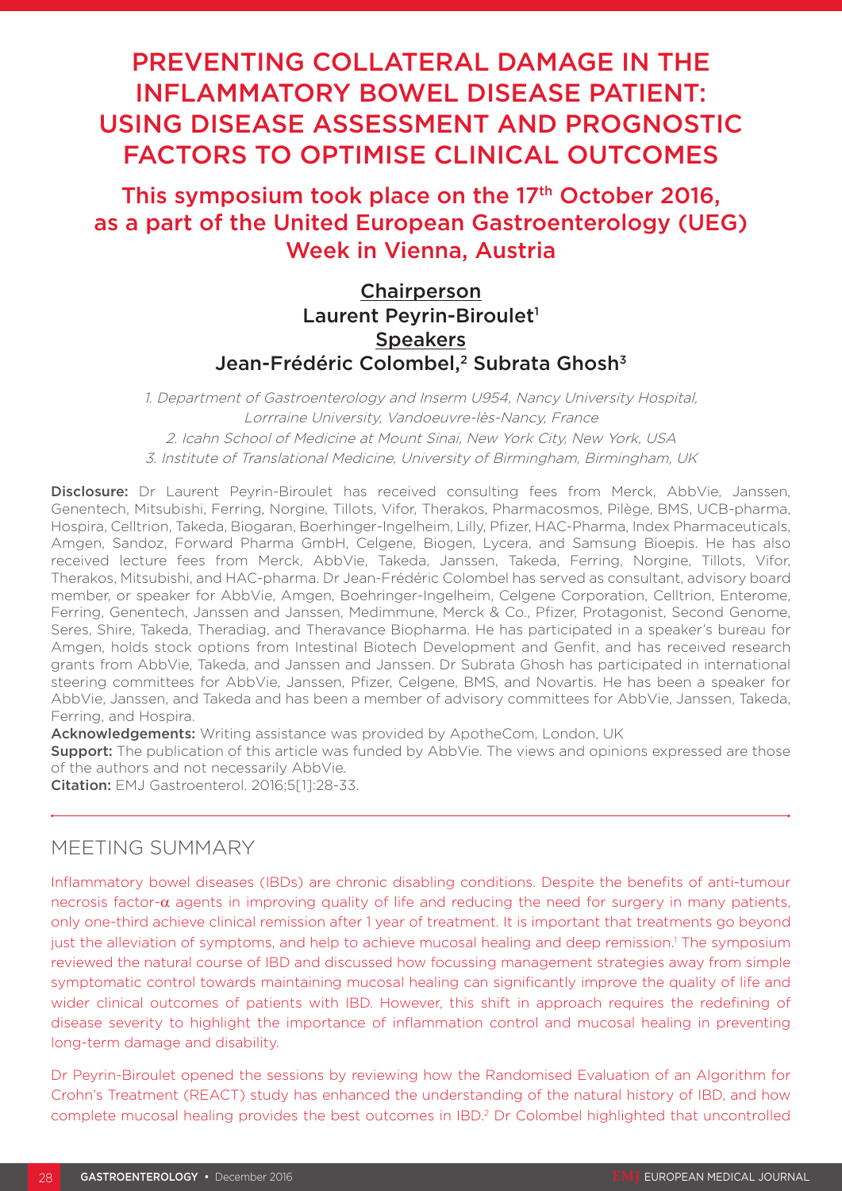# PREVENTING COLLATERAL DAMAGE IN THE INFLAMMATORY BOWEL DISEASE PATIENT: USING DISEASE ASSESSMENT AND PROGNOSTIC FACTORS TO OPTIMISE CLINICAL OUTCOMES

## This symposium took place on the 17th October 2016, as a part of the United European Gastroenterology (UEG) Week in Vienna, Austria

**Chairperson**
Laurent Peyrin-Biroulet[1]
**Speakers**
Jean-Frédéric Colombel,[2] Subrata Ghosh[3]

*1. Department of Gastroenterology and Inserm U954, Nancy University Hospital, Lorrraine University, Vandoeuvre-lès-Nancy, France*
*2. Icahn School of Medicine at Mount Sinai, New York City, New York, USA*
*3. Institute of Translational Medicine, University of Birmingham, Birmingham, UK*

**Disclosure:** Dr Laurent Peyrin-Biroulet has received consulting fees from Merck, AbbVie, Janssen, Genentech, Mitsubishi, Ferring, Norgine, Tillots, Vifor, Therakos, Pharmacosmos, Pilège, BMS, UCB-pharma, Hospira, Celltrion, Takeda, Biogaran, Boerhinger-Ingelheim, Lilly, Pfizer, HAC-Pharma, Index Pharmaceuticals, Amgen, Sandoz, Forward Pharma GmbH, Celgene, Biogen, Lycera, and Samsung Bioepis. He has also received lecture fees from Merck, AbbVie, Takeda, Janssen, Takeda, Ferring, Norgine, Tillots, Vifor, Therakos, Mitsubishi, and HAC-pharma. Dr Jean-Frédéric Colombel has served as consultant, advisory board member, or speaker for AbbVie, Amgen, Boehringer-Ingelheim, Celgene Corporation, Celltrion, Enterome, Ferring, Genentech, Janssen and Janssen, Medimmune, Merck & Co., Pfizer, Protagonist, Second Genome, Seres, Shire, Takeda, Theradiag, and Theravance Biopharma. He has participated in a speaker's bureau for Amgen, holds stock options from Intestinal Biotech Development and Genfit, and has received research grants from AbbVie, Takeda, and Janssen and Janssen. Dr Subrata Ghosh has participated in international steering committees for AbbVie, Janssen, Pfizer, Celgene, BMS, and Novartis. He has been a speaker for AbbVie, Janssen, and Takeda and has been a member of advisory committees for AbbVie, Janssen, Takeda, Ferring, and Hospira.
**Acknowledgements:** Writing assistance was provided by ApotheCom, London, UK
**Support:** The publication of this article was funded by AbbVie. The views and opinions expressed are those of the authors and not necessarily AbbVie.
**Citation:** EMJ Gastroenterol. 2016;5[1]:28-33.

## MEETING SUMMARY

Inflammatory bowel diseases (IBDs) are chronic disabling conditions. Despite the benefits of anti-tumour necrosis factor-$\alpha$ agents in improving quality of life and reducing the need for surgery in many patients, only one-third achieve clinical remission after 1 year of treatment. It is important that treatments go beyond just the alleviation of symptoms, and help to achieve mucosal healing and deep remission.[1] The symposium reviewed the natural course of IBD and discussed how focussing management strategies away from simple symptomatic control towards maintaining mucosal healing can significantly improve the quality of life and wider clinical outcomes of patients with IBD. However, this shift in approach requires the redefining of disease severity to highlight the importance of inflammation control and mucosal healing in preventing long-term damage and disability.

Dr Peyrin-Biroulet opened the sessions by reviewing how the Randomised Evaluation of an Algorithm for Crohn's Treatment (REACT) study has enhanced the understanding of the natural history of IBD, and how complete mucosal healing provides the best outcomes in IBD.[2] Dr Colombel highlighted that uncontrolled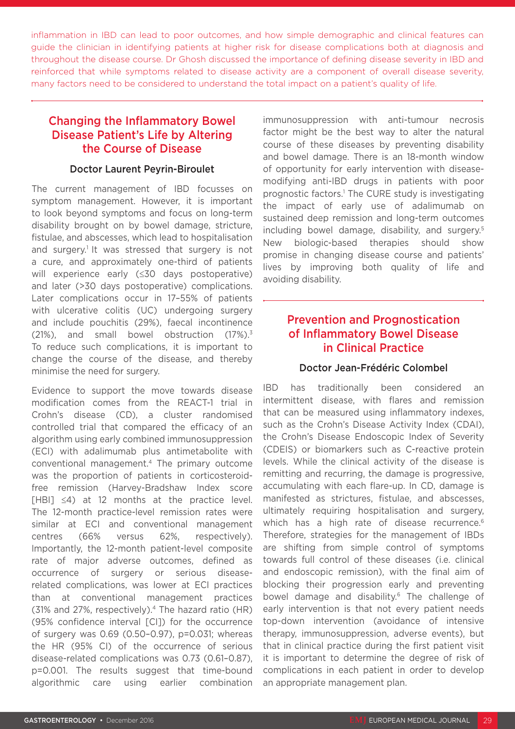inflammation in IBD can lead to poor outcomes, and how simple demographic and clinical features can guide the clinician in identifying patients at higher risk for disease complications both at diagnosis and throughout the disease course. Dr Ghosh discussed the importance of defining disease severity in IBD and reinforced that while symptoms related to disease activity are a component of overall disease severity, many factors need to be considered to understand the total impact on a patient's quality of life.

## Changing the Inflammatory Bowel Disease Patient's Life by Altering the Course of Disease

### Doctor Laurent Peyrin-Biroulet

The current management of IBD focusses on symptom management. However, it is important to look beyond symptoms and focus on long-term disability brought on by bowel damage, stricture, fistulae, and abscesses, which lead to hospitalisation and surgery.[1] It was stressed that surgery is not a cure, and approximately one-third of patients will experience early (≤30 days postoperative) and later (>30 days postoperative) complications. Later complications occur in 17–55% of patients with ulcerative colitis (UC) undergoing surgery and include pouchitis (29%), faecal incontinence (21%), and small bowel obstruction (17%).[3] To reduce such complications, it is important to change the course of the disease, and thereby minimise the need for surgery.

Evidence to support the move towards disease modification comes from the REACT-1 trial in Crohn's disease (CD), a cluster randomised controlled trial that compared the efficacy of an algorithm using early combined immunosuppression (ECI) with adalimumab plus antimetabolite with conventional management.[4] The primary outcome was the proportion of patients in corticosteroid-free remission (Harvey-Bradshaw Index score [HBI] ≤4) at 12 months at the practice level. The 12-month practice-level remission rates were similar at ECI and conventional management centres (66% versus 62%, respectively). Importantly, the 12-month patient-level composite rate of major adverse outcomes, defined as occurrence of surgery or serious disease-related complications, was lower at ECI practices than at conventional management practices (31% and 27%, respectively).[4] The hazard ratio (HR) (95% confidence interval [CI]) for the occurrence of surgery was 0.69 (0.50–0.97), p=0.031; whereas the HR (95% CI) of the occurrence of serious disease-related complications was 0.73 (0.61–0.87), p=0.001. The results suggest that time-bound algorithmic care using earlier combination immunosuppression with anti-tumour necrosis factor might be the best way to alter the natural course of these diseases by preventing disability and bowel damage. There is an 18-month window of opportunity for early intervention with disease-modifying anti-IBD drugs in patients with poor prognostic factors.[1] The CURE study is investigating the impact of early use of adalimumab on sustained deep remission and long-term outcomes including bowel damage, disability, and surgery.[5] New biologic-based therapies should show promise in changing disease course and patients' lives by improving both quality of life and avoiding disability.

## Prevention and Prognostication of Inflammatory Bowel Disease in Clinical Practice

### Doctor Jean-Frédéric Colombel

IBD has traditionally been considered an intermittent disease, with flares and remission that can be measured using inflammatory indexes, such as the Crohn's Disease Activity Index (CDAI), the Crohn's Disease Endoscopic Index of Severity (CDEIS) or biomarkers such as C-reactive protein levels. While the clinical activity of the disease is remitting and recurring, the damage is progressive, accumulating with each flare-up. In CD, damage is manifested as strictures, fistulae, and abscesses, ultimately requiring hospitalisation and surgery, which has a high rate of disease recurrence.[6] Therefore, strategies for the management of IBDs are shifting from simple control of symptoms towards full control of these diseases (i.e. clinical and endoscopic remission), with the final aim of blocking their progression early and preventing bowel damage and disability.[6] The challenge of early intervention is that not every patient needs top-down intervention (avoidance of intensive therapy, immunosuppression, adverse events), but that in clinical practice during the first patient visit it is important to determine the degree of risk of complications in each patient in order to develop an appropriate management plan.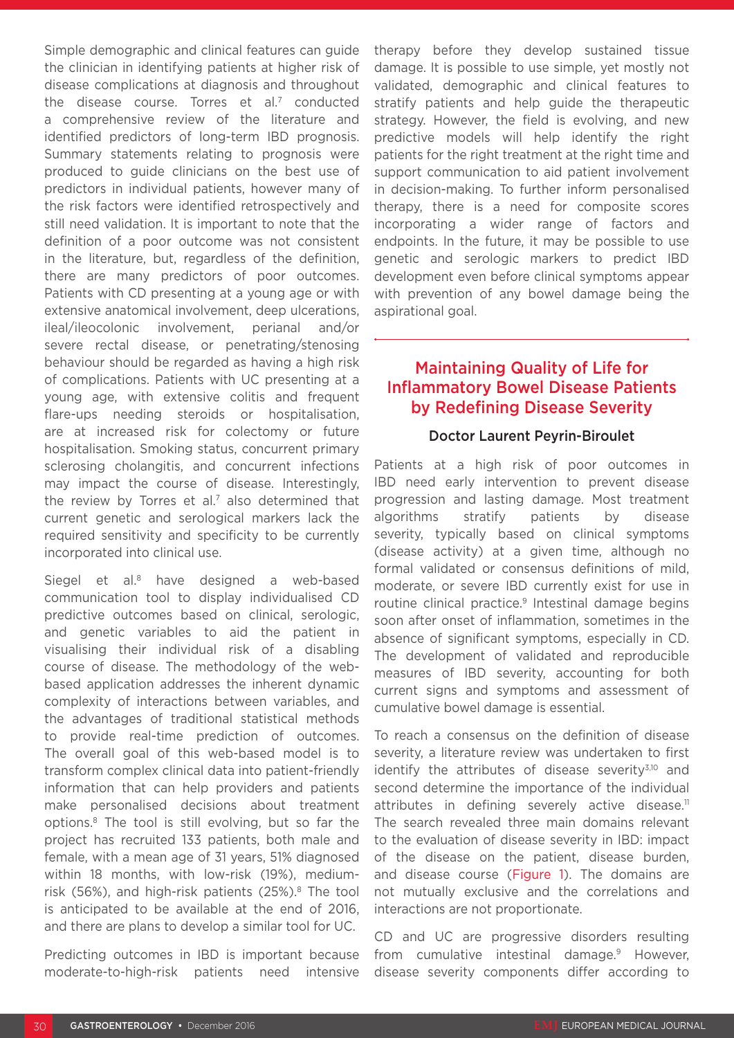Simple demographic and clinical features can guide the clinician in identifying patients at higher risk of disease complications at diagnosis and throughout the disease course. Torres et al.[7] conducted a comprehensive review of the literature and identified predictors of long-term IBD prognosis. Summary statements relating to prognosis were produced to guide clinicians on the best use of predictors in individual patients, however many of the risk factors were identified retrospectively and still need validation. It is important to note that the definition of a poor outcome was not consistent in the literature, but, regardless of the definition, there are many predictors of poor outcomes. Patients with CD presenting at a young age or with extensive anatomical involvement, deep ulcerations, ileal/ileocolonic involvement, perianal and/or severe rectal disease, or penetrating/stenosing behaviour should be regarded as having a high risk of complications. Patients with UC presenting at a young age, with extensive colitis and frequent flare-ups needing steroids or hospitalisation, are at increased risk for colectomy or future hospitalisation. Smoking status, concurrent primary sclerosing cholangitis, and concurrent infections may impact the course of disease. Interestingly, the review by Torres et al.[7] also determined that current genetic and serological markers lack the required sensitivity and specificity to be currently incorporated into clinical use.

Siegel et al.[8] have designed a web-based communication tool to display individualised CD predictive outcomes based on clinical, serologic, and genetic variables to aid the patient in visualising their individual risk of a disabling course of disease. The methodology of the web-based application addresses the inherent dynamic complexity of interactions between variables, and the advantages of traditional statistical methods to provide real-time prediction of outcomes. The overall goal of this web-based model is to transform complex clinical data into patient-friendly information that can help providers and patients make personalised decisions about treatment options.[8] The tool is still evolving, but so far the project has recruited 133 patients, both male and female, with a mean age of 31 years, 51% diagnosed within 18 months, with low-risk (19%), medium-risk (56%), and high-risk patients (25%).[8] The tool is anticipated to be available at the end of 2016, and there are plans to develop a similar tool for UC.

Predicting outcomes in IBD is important because moderate-to-high-risk patients need intensive therapy before they develop sustained tissue damage. It is possible to use simple, yet mostly not validated, demographic and clinical features to stratify patients and help guide the therapeutic strategy. However, the field is evolving, and new predictive models will help identify the right patients for the right treatment at the right time and support communication to aid patient involvement in decision-making. To further inform personalised therapy, there is a need for composite scores incorporating a wider range of factors and endpoints. In the future, it may be possible to use genetic and serologic markers to predict IBD development even before clinical symptoms appear with prevention of any bowel damage being the aspirational goal.

## Maintaining Quality of Life for Inflammatory Bowel Disease Patients by Redefining Disease Severity

### Doctor Laurent Peyrin-Biroulet

Patients at a high risk of poor outcomes in IBD need early intervention to prevent disease progression and lasting damage. Most treatment algorithms stratify patients by disease severity, typically based on clinical symptoms (disease activity) at a given time, although no formal validated or consensus definitions of mild, moderate, or severe IBD currently exist for use in routine clinical practice.[9] Intestinal damage begins soon after onset of inflammation, sometimes in the absence of significant symptoms, especially in CD. The development of validated and reproducible measures of IBD severity, accounting for both current signs and symptoms and assessment of cumulative bowel damage is essential.

To reach a consensus on the definition of disease severity, a literature review was undertaken to first identify the attributes of disease severity[3,10] and second determine the importance of the individual attributes in defining severely active disease.[11] The search revealed three main domains relevant to the evaluation of disease severity in IBD: impact of the disease on the patient, disease burden, and disease course (Figure 1). The domains are not mutually exclusive and the correlations and interactions are not proportionate.

CD and UC are progressive disorders resulting from cumulative intestinal damage.[9] However, disease severity components differ according to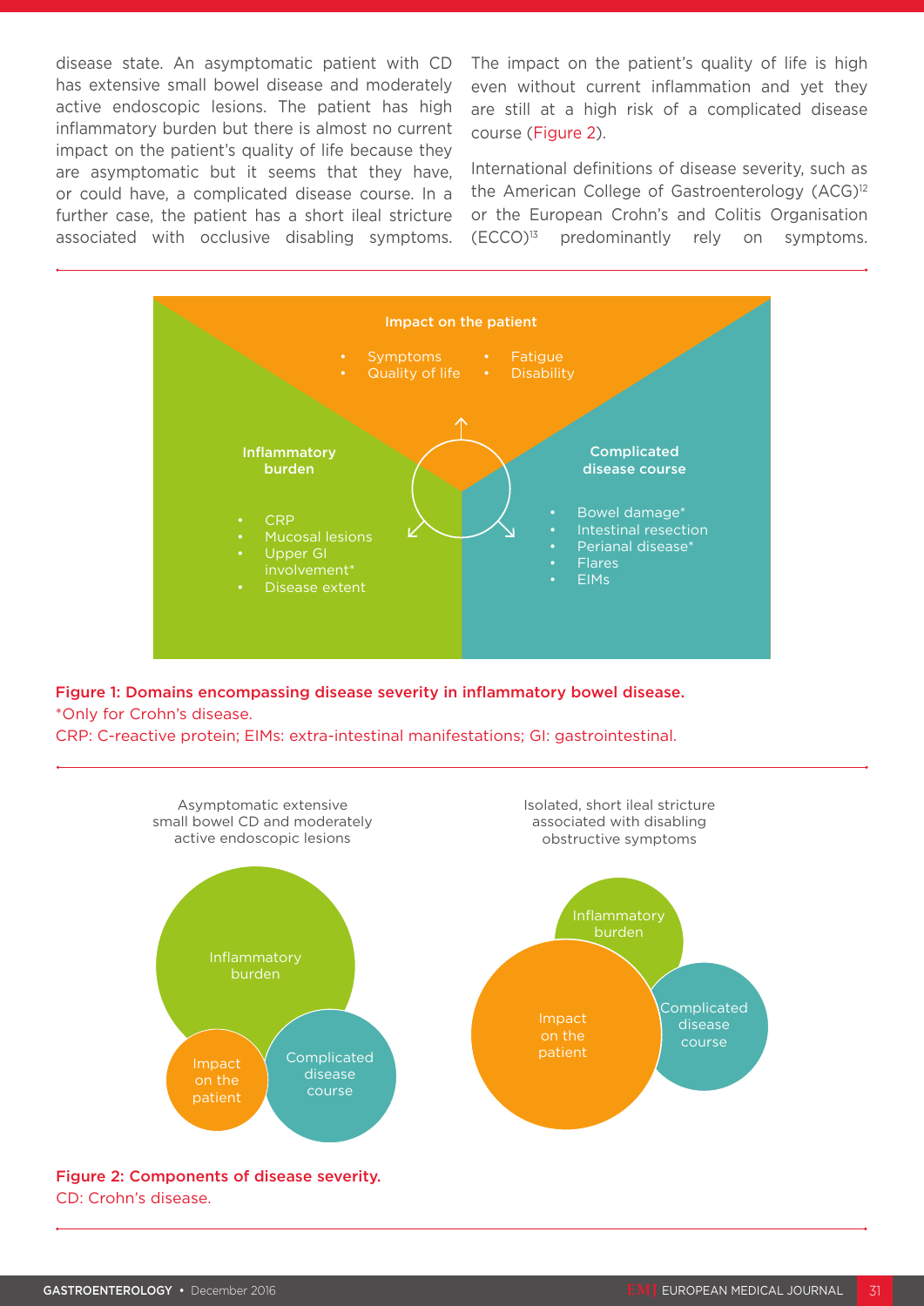disease state. An asymptomatic patient with CD has extensive small bowel disease and moderately active endoscopic lesions. The patient has high inflammatory burden but there is almost no current impact on the patient's quality of life because they are asymptomatic but it seems that they have, or could have, a complicated disease course. In a further case, the patient has a short ileal stricture associated with occlusive disabling symptoms. The impact on the patient's quality of life is high even without current inflammation and yet they are still at a high risk of a complicated disease course (Figure 2).

International definitions of disease severity, such as the American College of Gastroenterology (ACG)[12] or the European Crohn's and Colitis Organisation (ECCO)[13] predominantly rely on symptoms.

Impact on the patient
- Symptoms
- Quality of life
- Fatigue
- Disability

Inflammatory burden
- CRP
- Mucosal lesions
- Upper GI involvement*
- Disease extent

Complicated disease course
- Bowel damage*
- Intestinal resection
- Perianal disease*
- Flares
- EIMs

**Figure 1: Domains encompassing disease severity in inflammatory bowel disease.**
*Only for Crohn's disease.
CRP: C-reactive protein; EIMs: extra-intestinal manifestations; GI: gastrointestinal.

Asymptomatic extensive small bowel CD and moderately active endoscopic lesions: Inflammatory burden; Impact on the patient; Complicated disease course

Isolated, short ileal stricture associated with disabling obstructive symptoms: Inflammatory burden; Impact on the patient; Complicated disease course

**Figure 2: Components of disease severity.**
CD: Crohn's disease.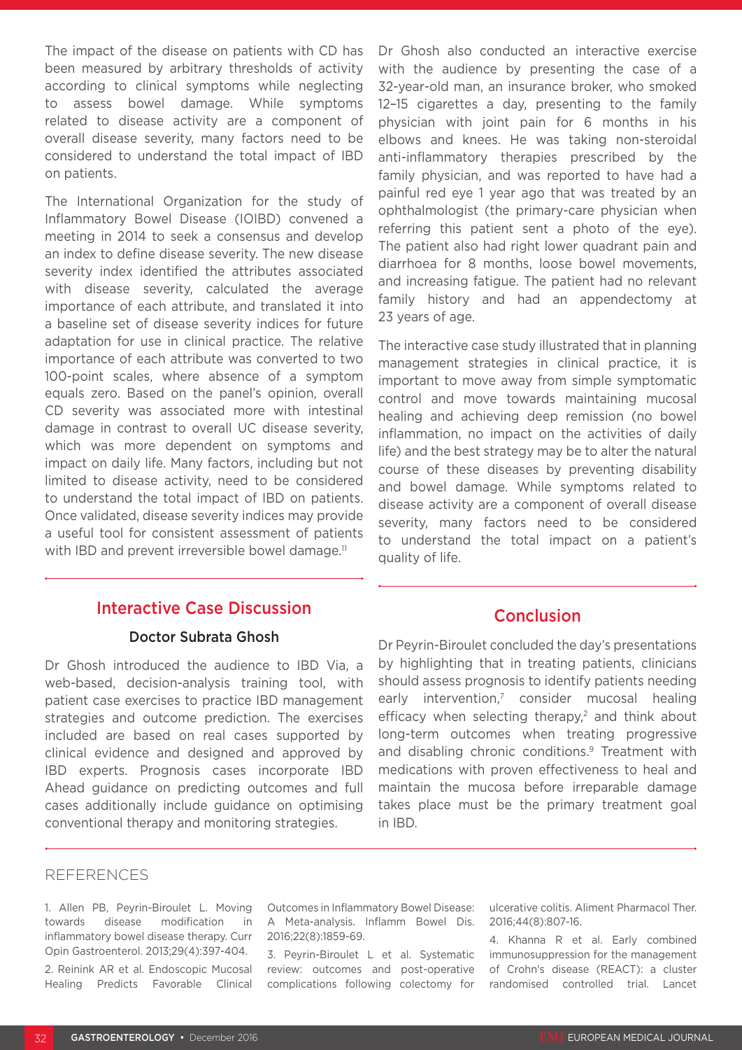The impact of the disease on patients with CD has been measured by arbitrary thresholds of activity according to clinical symptoms while neglecting to assess bowel damage. While symptoms related to disease activity are a component of overall disease severity, many factors need to be considered to understand the total impact of IBD on patients.

The International Organization for the study of Inflammatory Bowel Disease (IOIBD) convened a meeting in 2014 to seek a consensus and develop an index to define disease severity. The new disease severity index identified the attributes associated with disease severity, calculated the average importance of each attribute, and translated it into a baseline set of disease severity indices for future adaptation for use in clinical practice. The relative importance of each attribute was converted to two 100-point scales, where absence of a symptom equals zero. Based on the panel's opinion, overall CD severity was associated more with intestinal damage in contrast to overall UC disease severity, which was more dependent on symptoms and impact on daily life. Many factors, including but not limited to disease activity, need to be considered to understand the total impact of IBD on patients. Once validated, disease severity indices may provide a useful tool for consistent assessment of patients with IBD and prevent irreversible bowel damage.[11]

## Interactive Case Discussion

### Doctor Subrata Ghosh

Dr Ghosh introduced the audience to IBD Via, a web-based, decision-analysis training tool, with patient case exercises to practice IBD management strategies and outcome prediction. The exercises included are based on real cases supported by clinical evidence and designed and approved by IBD experts. Prognosis cases incorporate IBD Ahead guidance on predicting outcomes and full cases additionally include guidance on optimising conventional therapy and monitoring strategies.

Dr Ghosh also conducted an interactive exercise with the audience by presenting the case of a 32-year-old man, an insurance broker, who smoked 12–15 cigarettes a day, presenting to the family physician with joint pain for 6 months in his elbows and knees. He was taking non-steroidal anti-inflammatory therapies prescribed by the family physician, and was reported to have had a painful red eye 1 year ago that was treated by an ophthalmologist (the primary-care physician when referring this patient sent a photo of the eye). The patient also had right lower quadrant pain and diarrhoea for 8 months, loose bowel movements, and increasing fatigue. The patient had no relevant family history and had an appendectomy at 23 years of age.

The interactive case study illustrated that in planning management strategies in clinical practice, it is important to move away from simple symptomatic control and move towards maintaining mucosal healing and achieving deep remission (no bowel inflammation, no impact on the activities of daily life) and the best strategy may be to alter the natural course of these diseases by preventing disability and bowel damage. While symptoms related to disease activity are a component of overall disease severity, many factors need to be considered to understand the total impact on a patient's quality of life.

## Conclusion

Dr Peyrin-Biroulet concluded the day's presentations by highlighting that in treating patients, clinicians should assess prognosis to identify patients needing early intervention,[7] consider mucosal healing efficacy when selecting therapy,[2] and think about long-term outcomes when treating progressive and disabling chronic conditions.[9] Treatment with medications with proven effectiveness to heal and maintain the mucosa before irreparable damage takes place must be the primary treatment goal in IBD.

## REFERENCES

1. Allen PB, Peyrin-Biroulet L. Moving towards disease modification in inflammatory bowel disease therapy. Curr Opin Gastroenterol. 2013;29(4):397-404.

2. Reinink AR et al. Endoscopic Mucosal Healing Predicts Favorable Clinical Outcomes in Inflammatory Bowel Disease: A Meta-analysis. Inflamm Bowel Dis. 2016;22(8):1859-69.

3. Peyrin-Biroulet L et al. Systematic review: outcomes and post-operative complications following colectomy for ulcerative colitis. Aliment Pharmacol Ther. 2016;44(8):807-16.

4. Khanna R et al. Early combined immunosuppression for the management of Crohn's disease (REACT): a cluster randomised controlled trial. Lancet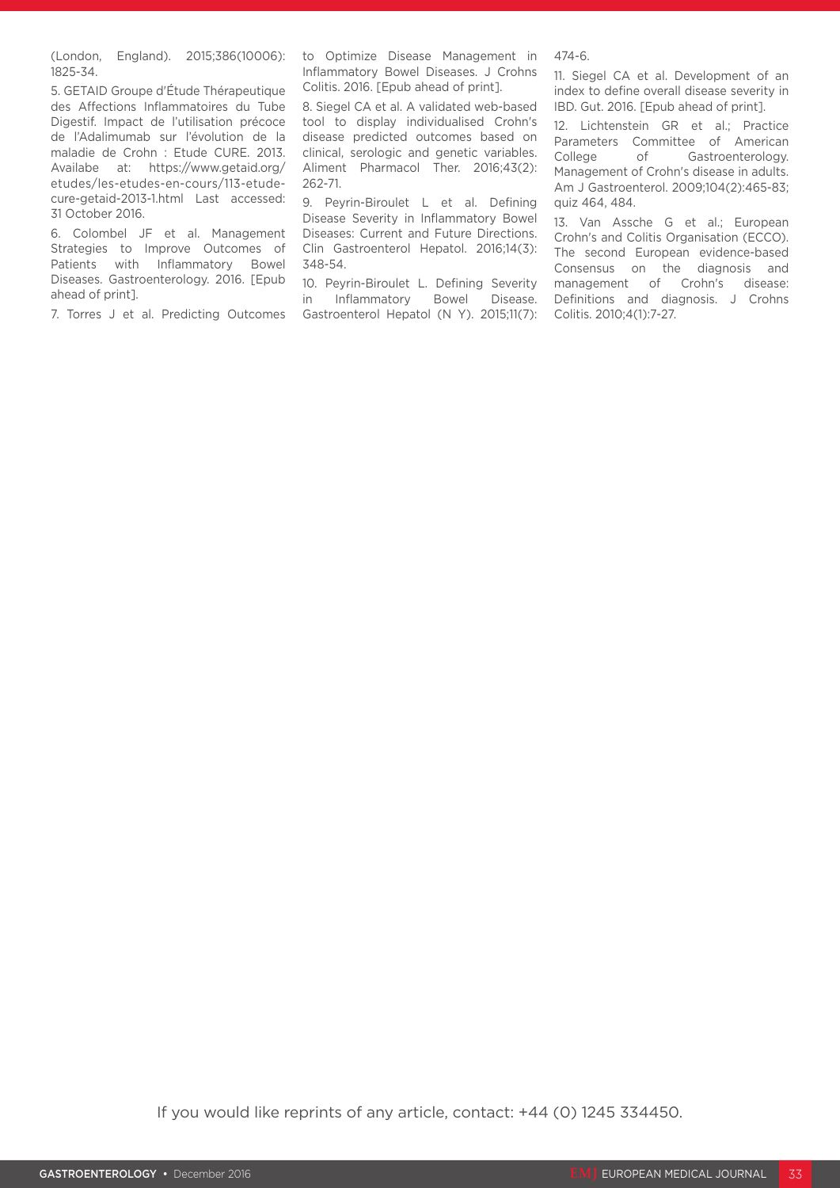(London, England). 2015;386(10006): 1825-34.

5. GETAID Groupe d'Étude Thérapeutique des Affections Inflammatoires du Tube Digestif. Impact de l'utilisation précoce de l'Adalimumab sur l'évolution de la maladie de Crohn : Etude CURE. 2013. Availabe at: https://www.getaid.org/etudes/les-etudes-en-cours/113-etude-cure-getaid-2013-1.html Last accessed: 31 October 2016.

6. Colombel JF et al. Management Strategies to Improve Outcomes of Patients with Inflammatory Bowel Diseases. Gastroenterology. 2016. [Epub ahead of print].

7. Torres J et al. Predicting Outcomes to Optimize Disease Management in Inflammatory Bowel Diseases. J Crohns Colitis. 2016. [Epub ahead of print].

8. Siegel CA et al. A validated web-based tool to display individualised Crohn's disease predicted outcomes based on clinical, serologic and genetic variables. Aliment Pharmacol Ther. 2016;43(2): 262-71.

9. Peyrin-Biroulet L et al. Defining Disease Severity in Inflammatory Bowel Diseases: Current and Future Directions. Clin Gastroenterol Hepatol. 2016;14(3): 348-54.

10. Peyrin-Biroulet L. Defining Severity in Inflammatory Bowel Disease. Gastroenterol Hepatol (N Y). 2015;11(7): 474-6.

11. Siegel CA et al. Development of an index to define overall disease severity in IBD. Gut. 2016. [Epub ahead of print].

12. Lichtenstein GR et al.; Practice Parameters Committee of American College of Gastroenterology. Management of Crohn's disease in adults. Am J Gastroenterol. 2009;104(2):465-83; quiz 464, 484.

13. Van Assche G et al.; European Crohn's and Colitis Organisation (ECCO). The second European evidence-based Consensus on the diagnosis and management of Crohn's disease: Definitions and diagnosis. J Crohns Colitis. 2010;4(1):7-27.

If you would like reprints of any article, contact: +44 (0) 1245 334450.